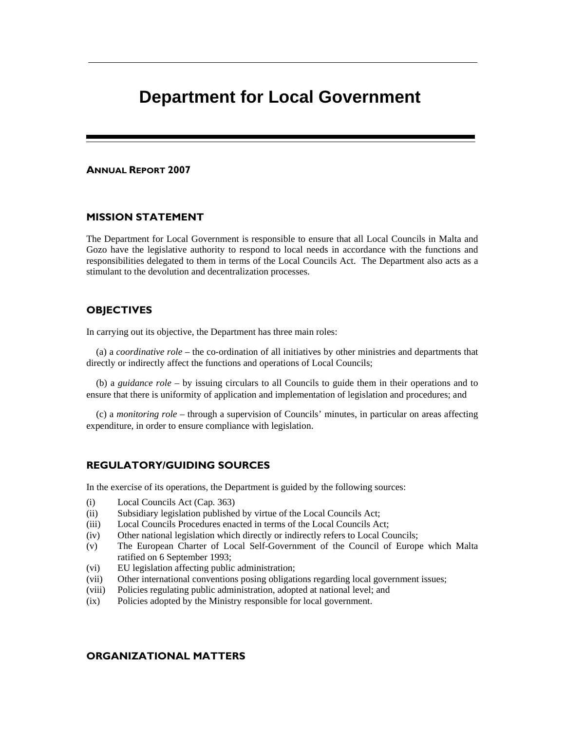# Department for Local Government

**ANNUAL REPORT 2007**

## MISSION STATEMENT

The Department for Local Government is responsible to ensure that all Local Councils in Malta and Gozo have the legislative authority to respond to local needs in accordance with the functions and responsibilities delegated to them in terms of the Local Councils Act. The Department also acts as a stimulant to the devolution and decentralization processes.

## OBJECTIVES

In carrying out its objective, the Department has three main roles:

(a) a *coordinative role* – the co-ordination of all initiatives by other ministries and departments that directly or indirectly affect the functions and operations of Local Councils;

(b) a *guidance role* – by issuing circulars to all Councils to guide them in their operations and to ensure that there is uniformity of application and implementation of legislation and procedures; and

(c) a *monitoring role* – through a supervision of Councils' minutes, in particular on areas affecting expenditure, in order to ensure compliance with legislation.

## REGULATORY/GUIDING SOURCES

In the exercise of its operations, the Department is guided by the following sources:

- (i) Local Councils Act (Cap. 363)
- (ii) Subsidiary legislation published by virtue of the Local Councils Act;
- (iii) Local Councils Procedures enacted in terms of the Local Councils Act;
- (iv) Other national legislation which directly or indirectly refers to Local Councils;
- (v) The European Charter of Local Self-Government of the Council of Europe which Malta ratified on 6 September 1993;
- (vi) EU legislation affecting public administration;
- (vii) Other international conventions posing obligations regarding local government issues;
- (viii) Policies regulating public administration, adopted at national level; and
- (ix) Policies adopted by the Ministry responsible for local government.

## ORGANIZATIONAL MATTERS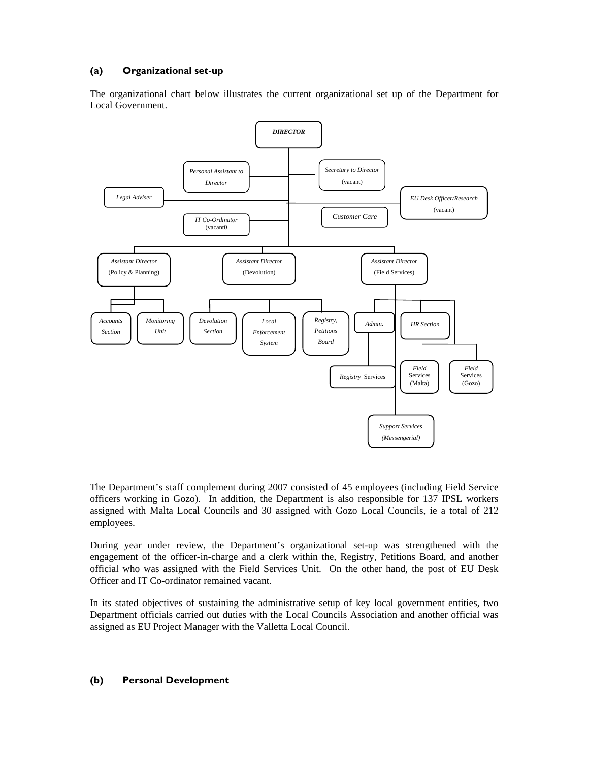### (a) Organizational set-up

The organizational chart below illustrates the current organizational set up of the Department for Local Government.

- *DIRECTOR*
  - *Personal Assistant to Director*
  - *Secretary to Director* (vacant)
  - *Legal Adviser*
  - *EU Desk Officer/Research* (vacant)
  - *IT Co-Ordinator* (vacant0
  - *Customer Care*
  - *Assistant Director* (Policy & Planning)
    - *Accounts Section*
    - *Monitoring Unit*
  - *Assistant Director* (Devolution)
    - *Devolution Section*
    - *Local Enforcement System*
    - *Registry, Petitions Board*
  - *Assistant Director* (Field Services)
    - *Admin.*
      - *Registry* Services
    - *HR Section*
    - *Field* Services (Malta)
    - *Field* Services (Gozo)
    - *Support Services (Messengerial)*

The Department's staff complement during 2007 consisted of 45 employees (including Field Service officers working in Gozo). In addition, the Department is also responsible for 137 IPSL workers assigned with Malta Local Councils and 30 assigned with Gozo Local Councils, ie a total of 212 employees.

During year under review, the Department's organizational set-up was strengthened with the engagement of the officer-in-charge and a clerk within the, Registry, Petitions Board, and another official who was assigned with the Field Services Unit. On the other hand, the post of EU Desk Officer and IT Co-ordinator remained vacant.

In its stated objectives of sustaining the administrative setup of key local government entities, two Department officials carried out duties with the Local Councils Association and another official was assigned as EU Project Manager with the Valletta Local Council.

### (b) Personal Development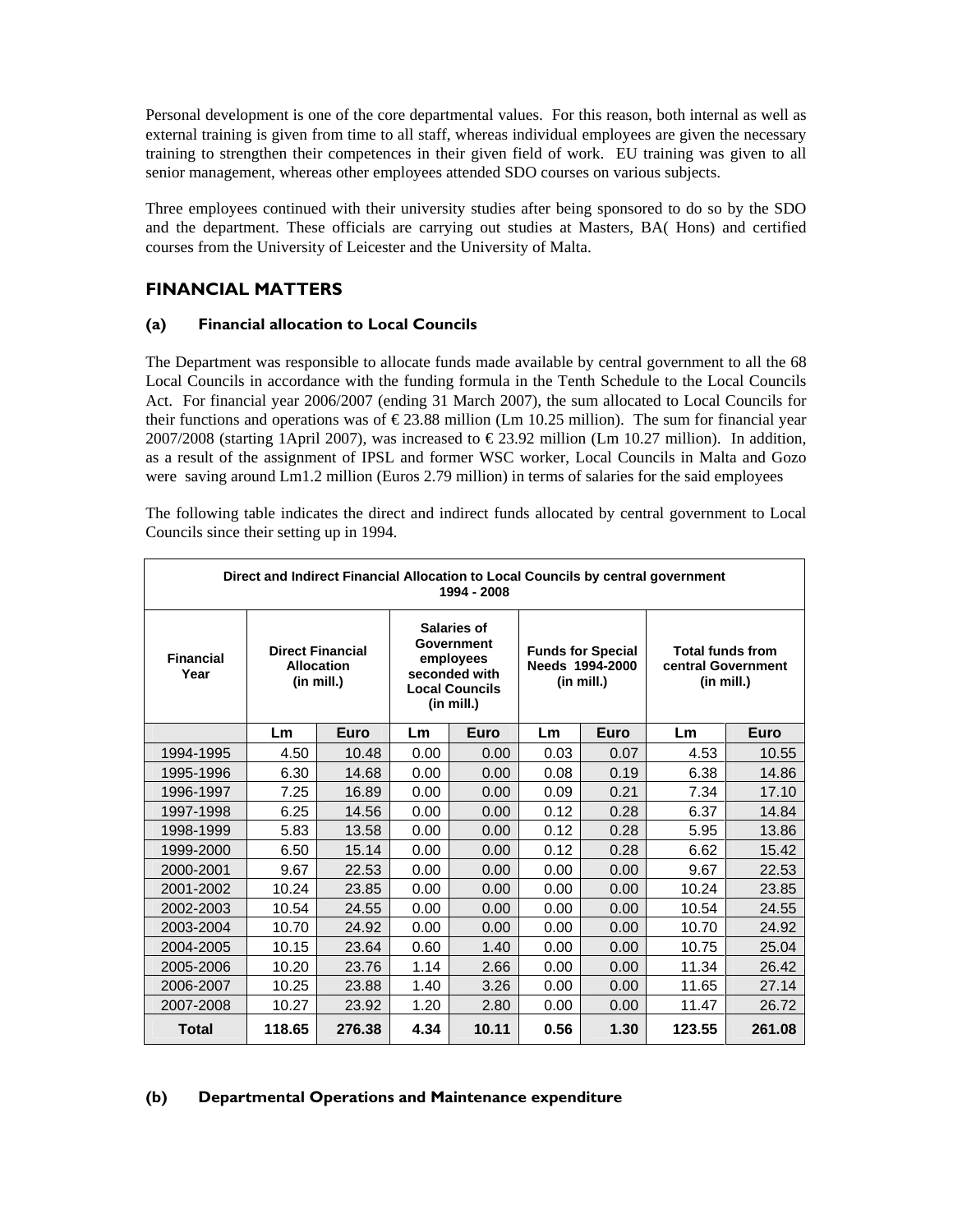Personal development is one of the core departmental values. For this reason, both internal as well as external training is given from time to all staff, whereas individual employees are given the necessary training to strengthen their competences in their given field of work. EU training was given to all senior management, whereas other employees attended SDO courses on various subjects.

Three employees continued with their university studies after being sponsored to do so by the SDO and the department. These officials are carrying out studies at Masters, BA( Hons) and certified courses from the University of Leicester and the University of Malta.

## FINANCIAL MATTERS

### (a) Financial allocation to Local Councils

The Department was responsible to allocate funds made available by central government to all the 68 Local Councils in accordance with the funding formula in the Tenth Schedule to the Local Councils Act. For financial year 2006/2007 (ending 31 March 2007), the sum allocated to Local Councils for their functions and operations was of € 23.88 million (Lm 10.25 million). The sum for financial year 2007/2008 (starting 1April 2007), was increased to € 23.92 million (Lm 10.27 million). In addition, as a result of the assignment of IPSL and former WSC worker, Local Councils in Malta and Gozo were saving around Lm1.2 million (Euros 2.79 million) in terms of salaries for the said employees

The following table indicates the direct and indirect funds allocated by central government to Local Councils since their setting up in 1994.

**Direct and Indirect Financial Allocation to Local Councils by central government 1994 - 2008**

| Financial Year | Direct Financial Allocation (in mill.) | | Salaries of Government employees seconded with Local Councils (in mill.) | | Funds for Special Needs 1994-2000 (in mill.) | | Total funds from central Government (in mill.) | |
|---|---|---|---|---|---|---|---|---|
| | Lm | Euro | Lm | Euro | Lm | Euro | Lm | Euro |
| 1994-1995 | 4.50 | 10.48 | 0.00 | 0.00 | 0.03 | 0.07 | 4.53 | 10.55 |
| 1995-1996 | 6.30 | 14.68 | 0.00 | 0.00 | 0.08 | 0.19 | 6.38 | 14.86 |
| 1996-1997 | 7.25 | 16.89 | 0.00 | 0.00 | 0.09 | 0.21 | 7.34 | 17.10 |
| 1997-1998 | 6.25 | 14.56 | 0.00 | 0.00 | 0.12 | 0.28 | 6.37 | 14.84 |
| 1998-1999 | 5.83 | 13.58 | 0.00 | 0.00 | 0.12 | 0.28 | 5.95 | 13.86 |
| 1999-2000 | 6.50 | 15.14 | 0.00 | 0.00 | 0.12 | 0.28 | 6.62 | 15.42 |
| 2000-2001 | 9.67 | 22.53 | 0.00 | 0.00 | 0.00 | 0.00 | 9.67 | 22.53 |
| 2001-2002 | 10.24 | 23.85 | 0.00 | 0.00 | 0.00 | 0.00 | 10.24 | 23.85 |
| 2002-2003 | 10.54 | 24.55 | 0.00 | 0.00 | 0.00 | 0.00 | 10.54 | 24.55 |
| 2003-2004 | 10.70 | 24.92 | 0.00 | 0.00 | 0.00 | 0.00 | 10.70 | 24.92 |
| 2004-2005 | 10.15 | 23.64 | 0.60 | 1.40 | 0.00 | 0.00 | 10.75 | 25.04 |
| 2005-2006 | 10.20 | 23.76 | 1.14 | 2.66 | 0.00 | 0.00 | 11.34 | 26.42 |
| 2006-2007 | 10.25 | 23.88 | 1.40 | 3.26 | 0.00 | 0.00 | 11.65 | 27.14 |
| 2007-2008 | 10.27 | 23.92 | 1.20 | 2.80 | 0.00 | 0.00 | 11.47 | 26.72 |
| **Total** | **118.65** | **276.38** | **4.34** | **10.11** | **0.56** | **1.30** | **123.55** | **261.08** |

### (b) Departmental Operations and Maintenance expenditure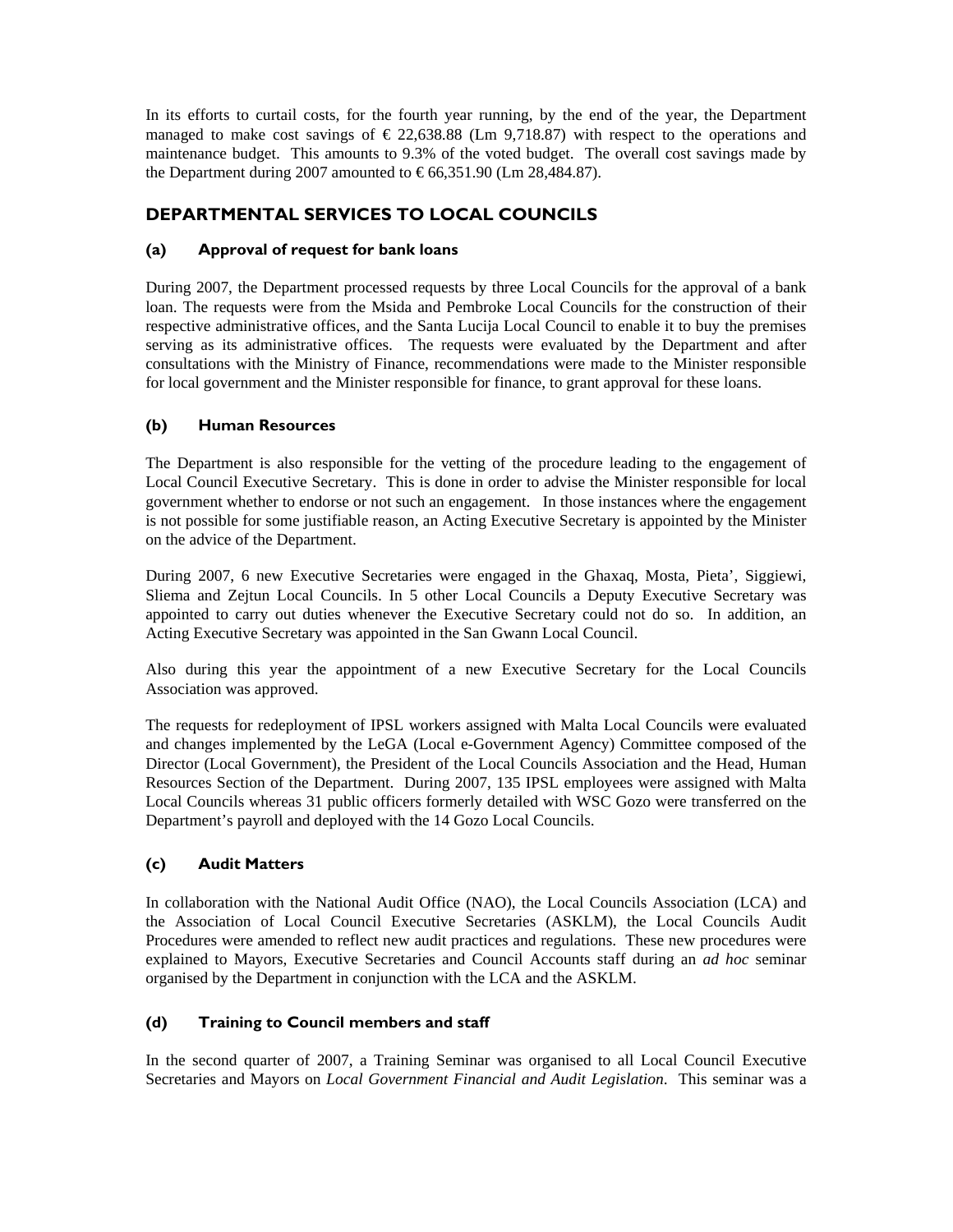In its efforts to curtail costs, for the fourth year running, by the end of the year, the Department managed to make cost savings of € 22,638.88 (Lm 9,718.87) with respect to the operations and maintenance budget. This amounts to 9.3% of the voted budget. The overall cost savings made by the Department during 2007 amounted to € 66,351.90 (Lm 28,484.87).

## DEPARTMENTAL SERVICES TO LOCAL COUNCILS

### (a) Approval of request for bank loans

During 2007, the Department processed requests by three Local Councils for the approval of a bank loan. The requests were from the Msida and Pembroke Local Councils for the construction of their respective administrative offices, and the Santa Lucija Local Council to enable it to buy the premises serving as its administrative offices. The requests were evaluated by the Department and after consultations with the Ministry of Finance, recommendations were made to the Minister responsible for local government and the Minister responsible for finance, to grant approval for these loans.

### (b) Human Resources

The Department is also responsible for the vetting of the procedure leading to the engagement of Local Council Executive Secretary. This is done in order to advise the Minister responsible for local government whether to endorse or not such an engagement. In those instances where the engagement is not possible for some justifiable reason, an Acting Executive Secretary is appointed by the Minister on the advice of the Department.

During 2007, 6 new Executive Secretaries were engaged in the Ghaxaq, Mosta, Pieta', Siggiewi, Sliema and Zejtun Local Councils. In 5 other Local Councils a Deputy Executive Secretary was appointed to carry out duties whenever the Executive Secretary could not do so. In addition, an Acting Executive Secretary was appointed in the San Gwann Local Council.

Also during this year the appointment of a new Executive Secretary for the Local Councils Association was approved.

The requests for redeployment of IPSL workers assigned with Malta Local Councils were evaluated and changes implemented by the LeGA (Local e-Government Agency) Committee composed of the Director (Local Government), the President of the Local Councils Association and the Head, Human Resources Section of the Department. During 2007, 135 IPSL employees were assigned with Malta Local Councils whereas 31 public officers formerly detailed with WSC Gozo were transferred on the Department's payroll and deployed with the 14 Gozo Local Councils.

### (c) Audit Matters

In collaboration with the National Audit Office (NAO), the Local Councils Association (LCA) and the Association of Local Council Executive Secretaries (ASKLM), the Local Councils Audit Procedures were amended to reflect new audit practices and regulations. These new procedures were explained to Mayors, Executive Secretaries and Council Accounts staff during an *ad hoc* seminar organised by the Department in conjunction with the LCA and the ASKLM.

### (d) Training to Council members and staff

In the second quarter of 2007, a Training Seminar was organised to all Local Council Executive Secretaries and Mayors on *Local Government Financial and Audit Legislation*. This seminar was a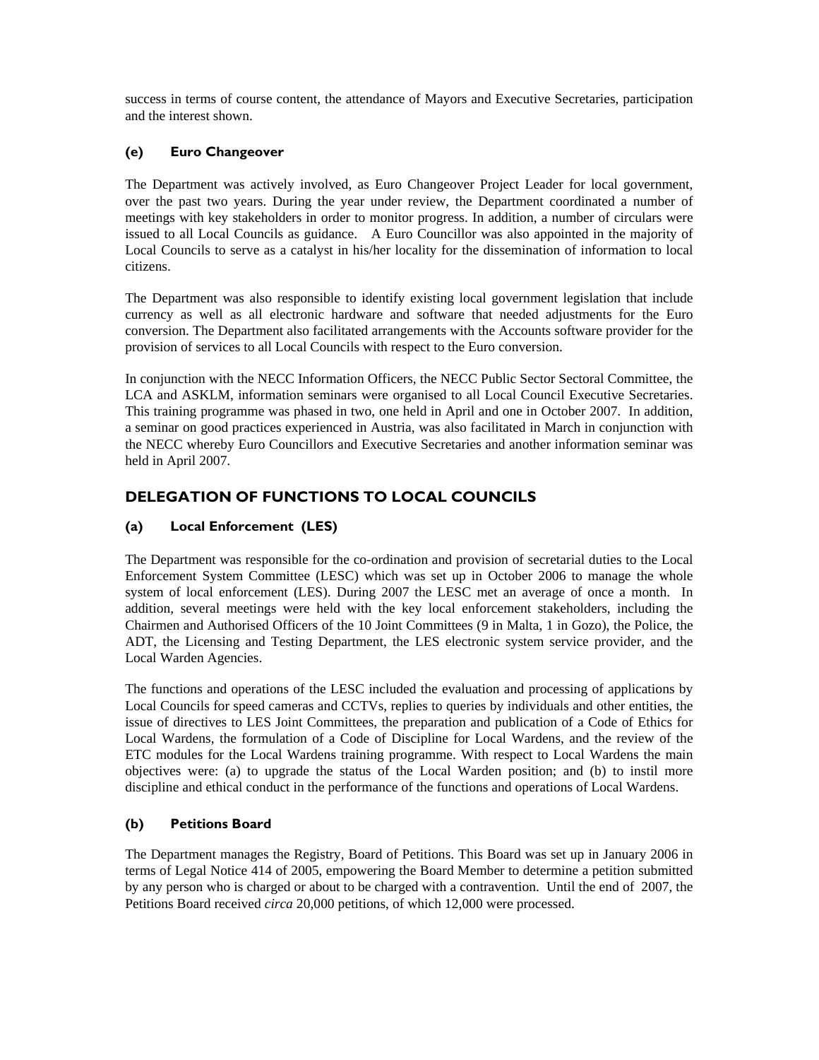success in terms of course content, the attendance of Mayors and Executive Secretaries, participation and the interest shown.

### (e) Euro Changeover

The Department was actively involved, as Euro Changeover Project Leader for local government, over the past two years. During the year under review, the Department coordinated a number of meetings with key stakeholders in order to monitor progress. In addition, a number of circulars were issued to all Local Councils as guidance. A Euro Councillor was also appointed in the majority of Local Councils to serve as a catalyst in his/her locality for the dissemination of information to local citizens.

The Department was also responsible to identify existing local government legislation that include currency as well as all electronic hardware and software that needed adjustments for the Euro conversion. The Department also facilitated arrangements with the Accounts software provider for the provision of services to all Local Councils with respect to the Euro conversion.

In conjunction with the NECC Information Officers, the NECC Public Sector Sectoral Committee, the LCA and ASKLM, information seminars were organised to all Local Council Executive Secretaries. This training programme was phased in two, one held in April and one in October 2007. In addition, a seminar on good practices experienced in Austria, was also facilitated in March in conjunction with the NECC whereby Euro Councillors and Executive Secretaries and another information seminar was held in April 2007.

## DELEGATION OF FUNCTIONS TO LOCAL COUNCILS

### (a) Local Enforcement (LES)

The Department was responsible for the co-ordination and provision of secretarial duties to the Local Enforcement System Committee (LESC) which was set up in October 2006 to manage the whole system of local enforcement (LES). During 2007 the LESC met an average of once a month. In addition, several meetings were held with the key local enforcement stakeholders, including the Chairmen and Authorised Officers of the 10 Joint Committees (9 in Malta, 1 in Gozo), the Police, the ADT, the Licensing and Testing Department, the LES electronic system service provider, and the Local Warden Agencies.

The functions and operations of the LESC included the evaluation and processing of applications by Local Councils for speed cameras and CCTVs, replies to queries by individuals and other entities, the issue of directives to LES Joint Committees, the preparation and publication of a Code of Ethics for Local Wardens, the formulation of a Code of Discipline for Local Wardens, and the review of the ETC modules for the Local Wardens training programme. With respect to Local Wardens the main objectives were: (a) to upgrade the status of the Local Warden position; and (b) to instil more discipline and ethical conduct in the performance of the functions and operations of Local Wardens.

### (b) Petitions Board

The Department manages the Registry, Board of Petitions. This Board was set up in January 2006 in terms of Legal Notice 414 of 2005, empowering the Board Member to determine a petition submitted by any person who is charged or about to be charged with a contravention. Until the end of 2007, the Petitions Board received *circa* 20,000 petitions, of which 12,000 were processed.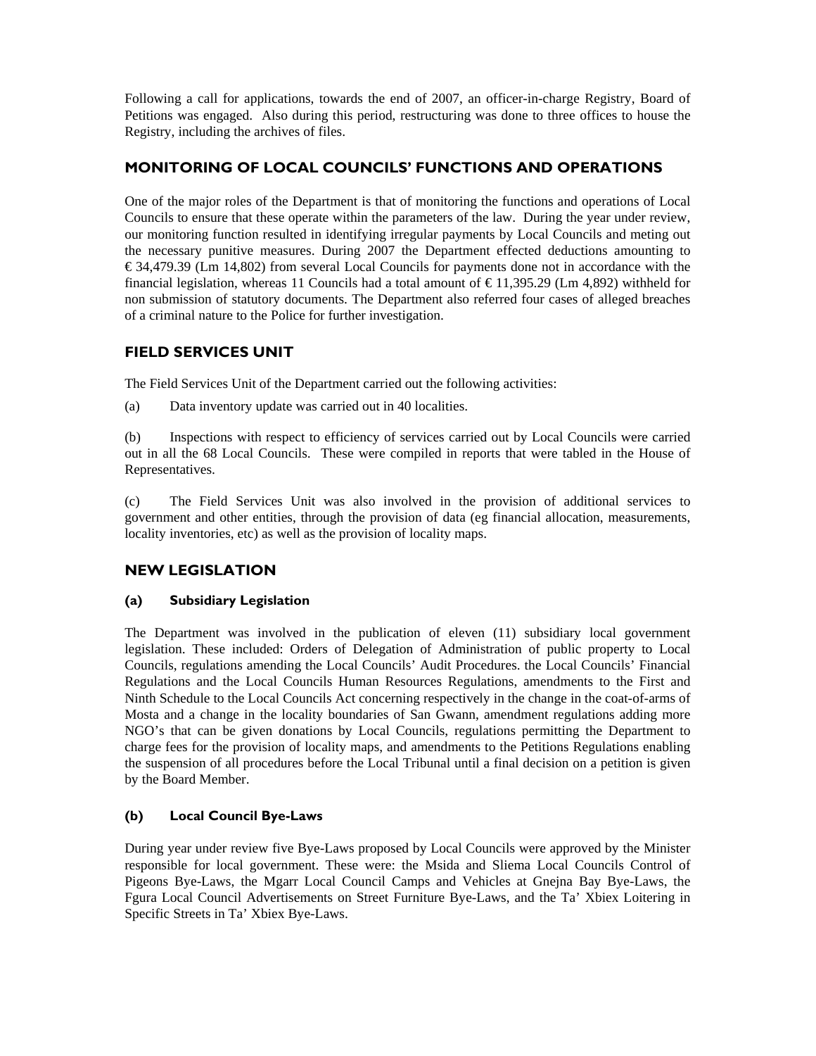Following a call for applications, towards the end of 2007, an officer-in-charge Registry, Board of Petitions was engaged. Also during this period, restructuring was done to three offices to house the Registry, including the archives of files.

## MONITORING OF LOCAL COUNCILS' FUNCTIONS AND OPERATIONS

One of the major roles of the Department is that of monitoring the functions and operations of Local Councils to ensure that these operate within the parameters of the law. During the year under review, our monitoring function resulted in identifying irregular payments by Local Councils and meting out the necessary punitive measures. During 2007 the Department effected deductions amounting to € 34,479.39 (Lm 14,802) from several Local Councils for payments done not in accordance with the financial legislation, whereas 11 Councils had a total amount of € 11,395.29 (Lm 4,892) withheld for non submission of statutory documents. The Department also referred four cases of alleged breaches of a criminal nature to the Police for further investigation.

## FIELD SERVICES UNIT

The Field Services Unit of the Department carried out the following activities:

(a) Data inventory update was carried out in 40 localities.

(b) Inspections with respect to efficiency of services carried out by Local Councils were carried out in all the 68 Local Councils. These were compiled in reports that were tabled in the House of Representatives.

(c) The Field Services Unit was also involved in the provision of additional services to government and other entities, through the provision of data (eg financial allocation, measurements, locality inventories, etc) as well as the provision of locality maps.

## NEW LEGISLATION

### (a) Subsidiary Legislation

The Department was involved in the publication of eleven (11) subsidiary local government legislation. These included: Orders of Delegation of Administration of public property to Local Councils, regulations amending the Local Councils' Audit Procedures. the Local Councils' Financial Regulations and the Local Councils Human Resources Regulations, amendments to the First and Ninth Schedule to the Local Councils Act concerning respectively in the change in the coat-of-arms of Mosta and a change in the locality boundaries of San Gwann, amendment regulations adding more NGO's that can be given donations by Local Councils, regulations permitting the Department to charge fees for the provision of locality maps, and amendments to the Petitions Regulations enabling the suspension of all procedures before the Local Tribunal until a final decision on a petition is given by the Board Member.

### (b) Local Council Bye-Laws

During year under review five Bye-Laws proposed by Local Councils were approved by the Minister responsible for local government. These were: the Msida and Sliema Local Councils Control of Pigeons Bye-Laws, the Mgarr Local Council Camps and Vehicles at Gnejna Bay Bye-Laws, the Fgura Local Council Advertisements on Street Furniture Bye-Laws, and the Ta' Xbiex Loitering in Specific Streets in Ta' Xbiex Bye-Laws.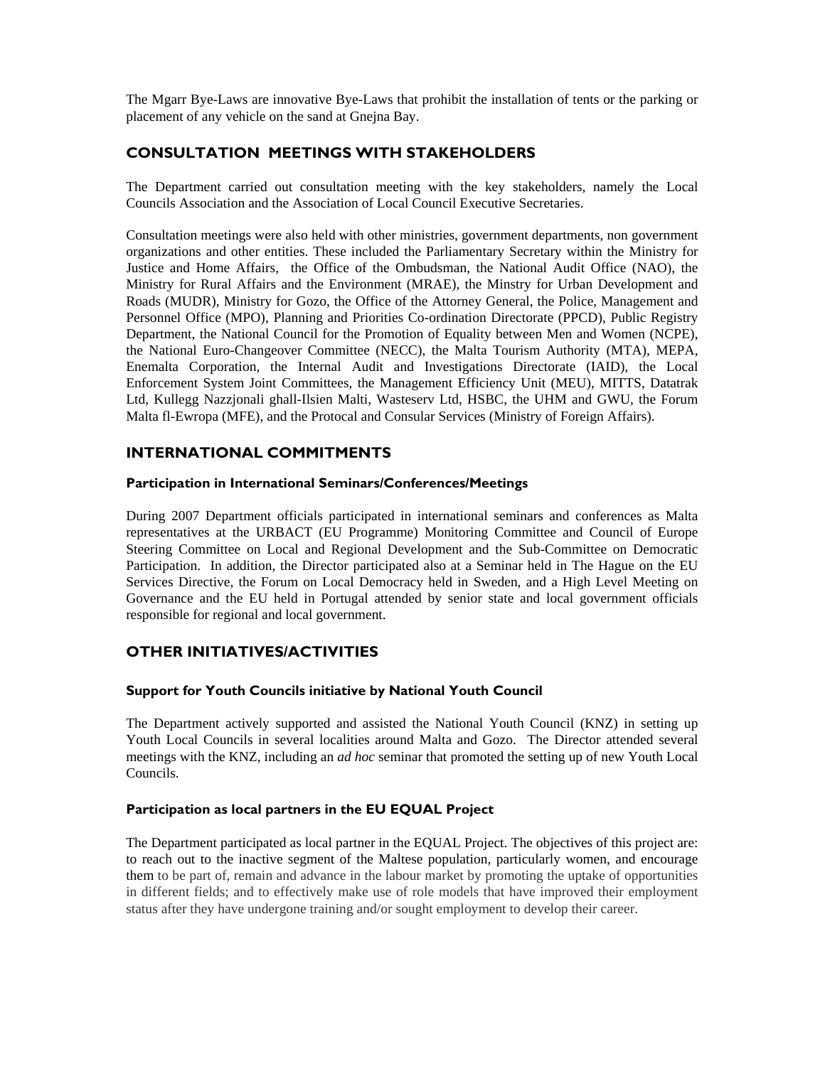The Mgarr Bye-Laws are innovative Bye-Laws that prohibit the installation of tents or the parking or placement of any vehicle on the sand at Gnejna Bay.

## CONSULTATION MEETINGS WITH STAKEHOLDERS

The Department carried out consultation meeting with the key stakeholders, namely the Local Councils Association and the Association of Local Council Executive Secretaries.

Consultation meetings were also held with other ministries, government departments, non government organizations and other entities. These included the Parliamentary Secretary within the Ministry for Justice and Home Affairs, the Office of the Ombudsman, the National Audit Office (NAO), the Ministry for Rural Affairs and the Environment (MRAE), the Minstry for Urban Development and Roads (MUDR), Ministry for Gozo, the Office of the Attorney General, the Police, Management and Personnel Office (MPO), Planning and Priorities Co-ordination Directorate (PPCD), Public Registry Department, the National Council for the Promotion of Equality between Men and Women (NCPE), the National Euro-Changeover Committee (NECC), the Malta Tourism Authority (MTA), MEPA, Enemalta Corporation, the Internal Audit and Investigations Directorate (IAID), the Local Enforcement System Joint Committees, the Management Efficiency Unit (MEU), MITTS, Datatrak Ltd, Kullegg Nazzjonali ghall-Ilsien Malti, Wasteserv Ltd, HSBC, the UHM and GWU, the Forum Malta fl-Ewropa (MFE), and the Protocal and Consular Services (Ministry of Foreign Affairs).

## INTERNATIONAL COMMITMENTS

### Participation in International Seminars/Conferences/Meetings

During 2007 Department officials participated in international seminars and conferences as Malta representatives at the URBACT (EU Programme) Monitoring Committee and Council of Europe Steering Committee on Local and Regional Development and the Sub-Committee on Democratic Participation. In addition, the Director participated also at a Seminar held in The Hague on the EU Services Directive, the Forum on Local Democracy held in Sweden, and a High Level Meeting on Governance and the EU held in Portugal attended by senior state and local government officials responsible for regional and local government.

## OTHER INITIATIVES/ACTIVITIES

### Support for Youth Councils initiative by National Youth Council

The Department actively supported and assisted the National Youth Council (KNZ) in setting up Youth Local Councils in several localities around Malta and Gozo. The Director attended several meetings with the KNZ, including an *ad hoc* seminar that promoted the setting up of new Youth Local Councils.

### Participation as local partners in the EU EQUAL Project

The Department participated as local partner in the EQUAL Project. The objectives of this project are: to reach out to the inactive segment of the Maltese population, particularly women, and encourage them to be part of, remain and advance in the labour market by promoting the uptake of opportunities in different fields; and to effectively make use of role models that have improved their employment status after they have undergone training and/or sought employment to develop their career.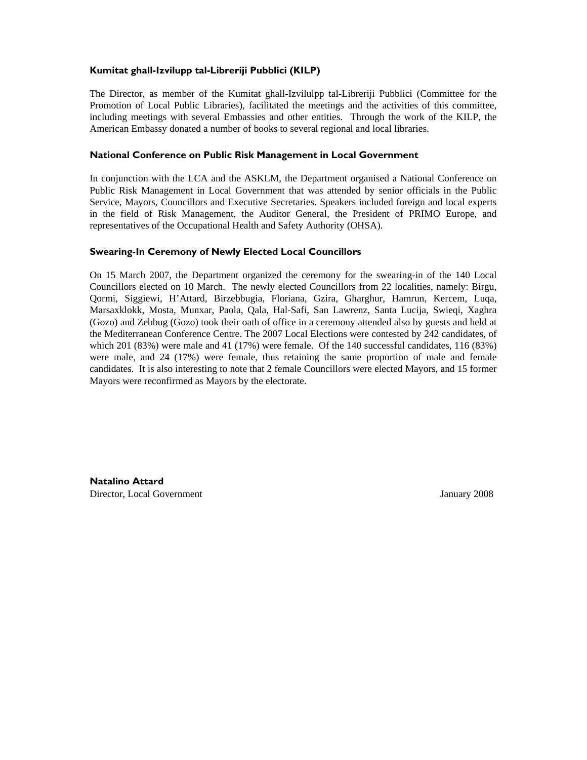### Kumitat ghall-Izvilupp tal-Libreriji Pubblici (KILP)

The Director, as member of the Kumitat ghall-Izvilulpp tal-Libreriji Pubblici (Committee for the Promotion of Local Public Libraries), facilitated the meetings and the activities of this committee, including meetings with several Embassies and other entities. Through the work of the KILP, the American Embassy donated a number of books to several regional and local libraries.

### National Conference on Public Risk Management in Local Government

In conjunction with the LCA and the ASKLM, the Department organised a National Conference on Public Risk Management in Local Government that was attended by senior officials in the Public Service, Mayors, Councillors and Executive Secretaries. Speakers included foreign and local experts in the field of Risk Management, the Auditor General, the President of PRIMO Europe, and representatives of the Occupational Health and Safety Authority (OHSA).

### Swearing-In Ceremony of Newly Elected Local Councillors

On 15 March 2007, the Department organized the ceremony for the swearing-in of the 140 Local Councillors elected on 10 March. The newly elected Councillors from 22 localities, namely: Birgu, Qormi, Siggiewi, H'Attard, Birzebbugia, Floriana, Gzira, Gharghur, Hamrun, Kercem, Luqa, Marsaxklokk, Mosta, Munxar, Paola, Qala, Hal-Safi, San Lawrenz, Santa Lucija, Swieqi, Xaghra (Gozo) and Zebbug (Gozo) took their oath of office in a ceremony attended also by guests and held at the Mediterranean Conference Centre. The 2007 Local Elections were contested by 242 candidates, of which 201 (83%) were male and 41 (17%) were female. Of the 140 successful candidates, 116 (83%) were male, and 24 (17%) were female, thus retaining the same proportion of male and female candidates. It is also interesting to note that 2 female Councillors were elected Mayors, and 15 former Mayors were reconfirmed as Mayors by the electorate.

**Natalino Attard**
Director, Local Government

January 2008